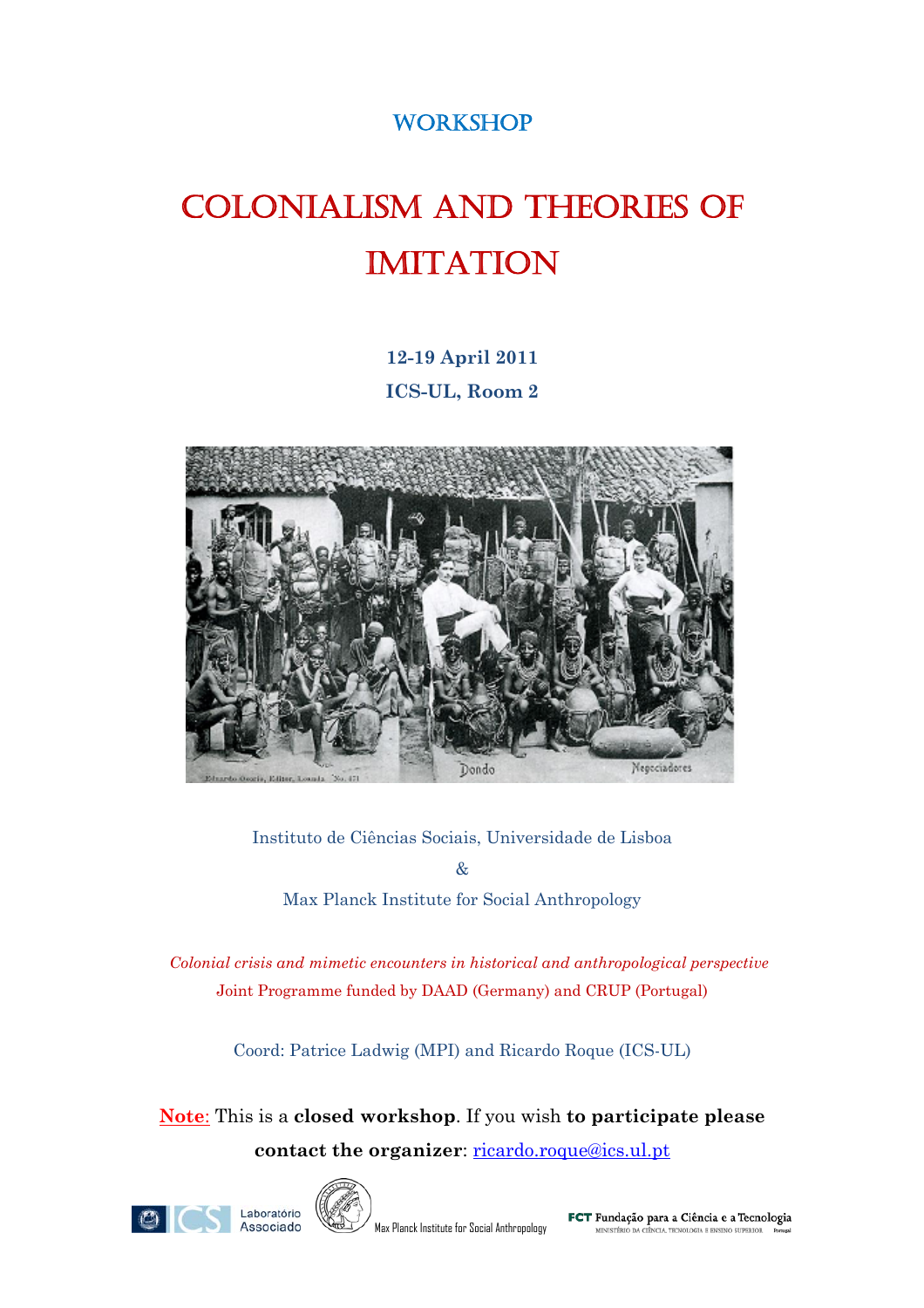WORKSHOP

# COLONIALISM AND THEORIES OF IMITATION

**12-19 April 2011**

**ICS-UL, Room 2**

Instituto de Ciências Sociais, Universidade de Lisboa

&

Max Planck Institute for Social Anthropology

*Colonial crisis and mimetic encounters in historical and anthropological perspective*

Joint Programme funded by DAAD (Germany) and CRUP (Portugal)

Coord: Patrice Ladwig (MPI) and Ricardo Roque (ICS-UL)

Note: This is a **closed workshop**. If you wish **to participate please contact the organizer**: ricardo.roque@ics.ul.pt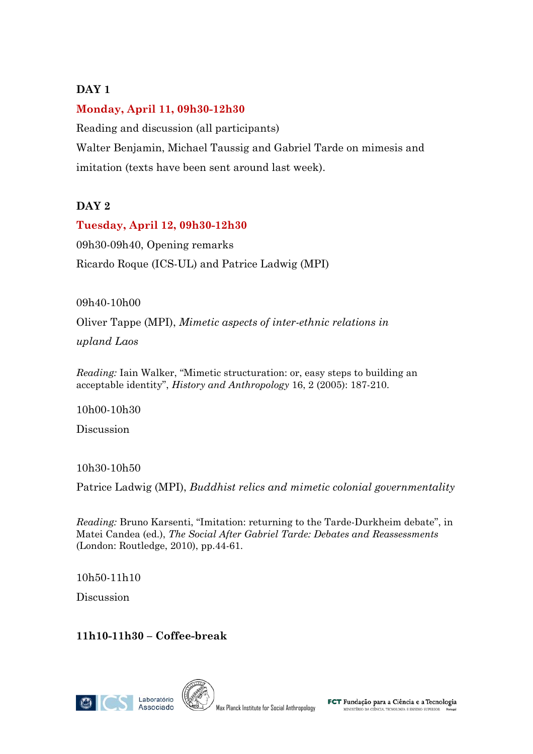**DAY 1**

**Monday, April 11, 09h30-12h30**

Reading and discussion (all participants)

Walter Benjamin, Michael Taussig and Gabriel Tarde on mimesis and imitation (texts have been sent around last week).

**DAY 2**

**Tuesday, April 12, 09h30-12h30**

09h30-09h40, Opening remarks

Ricardo Roque (ICS-UL) and Patrice Ladwig (MPI)

09h40-10h00

Oliver Tappe (MPI), *Mimetic aspects of inter-ethnic relations in upland Laos*

*Reading:* Iain Walker, "Mimetic structuration: or, easy steps to building an acceptable identity", *History and Anthropology* 16, 2 (2005): 187-210.

10h00-10h30

Discussion

10h30-10h50

Patrice Ladwig (MPI), *Buddhist relics and mimetic colonial governmentality*

*Reading:* Bruno Karsenti, "Imitation: returning to the Tarde-Durkheim debate", in Matei Candea (ed.), *The Social After Gabriel Tarde: Debates and Reassessments* (London: Routledge, 2010), pp.44-61.

10h50-11h10

Discussion

**11h10-11h30 – Coffee-break**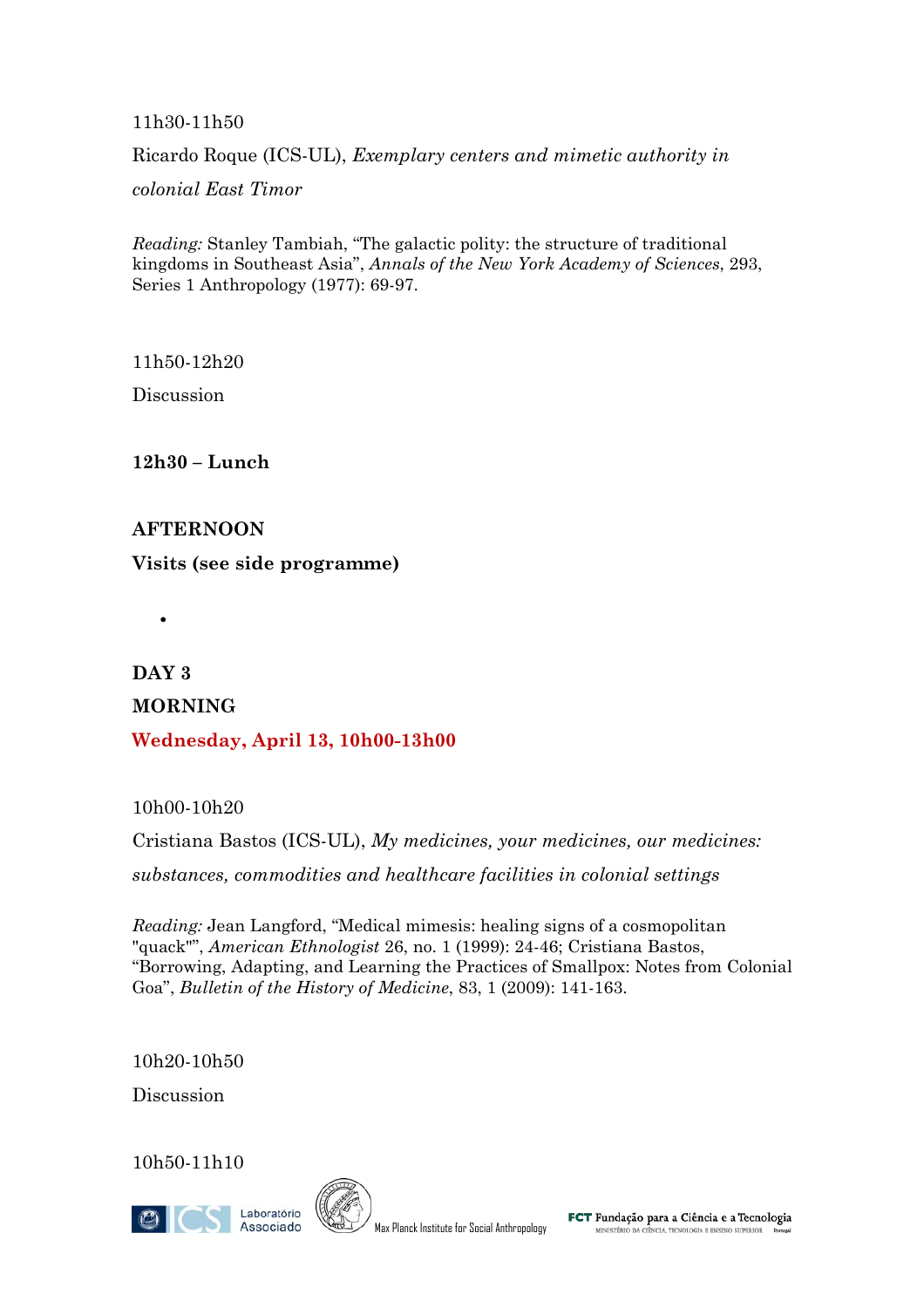11h30-11h50

Ricardo Roque (ICS-UL), *Exemplary centers and mimetic authority in colonial East Timor*

*Reading:* Stanley Tambiah, "The galactic polity: the structure of traditional kingdoms in Southeast Asia", *Annals of the New York Academy of Sciences*, 293, Series 1 Anthropology (1977): 69-97.

11h50-12h20

Discussion

**12h30 – Lunch**

**AFTERNOON**

**Visits (see side programme)**

- 

**DAY 3**

**MORNING**

**Wednesday, April 13, 10h00-13h00**

10h00-10h20

Cristiana Bastos (ICS-UL), *My medicines, your medicines, our medicines: substances, commodities and healthcare facilities in colonial settings*

*Reading:* Jean Langford, "Medical mimesis: healing signs of a cosmopolitan "quack"", *American Ethnologist* 26, no. 1 (1999): 24-46; Cristiana Bastos, "Borrowing, Adapting, and Learning the Practices of Smallpox: Notes from Colonial Goa", *Bulletin of the History of Medicine*, 83, 1 (2009): 141-163.

10h20-10h50

Discussion

10h50-11h10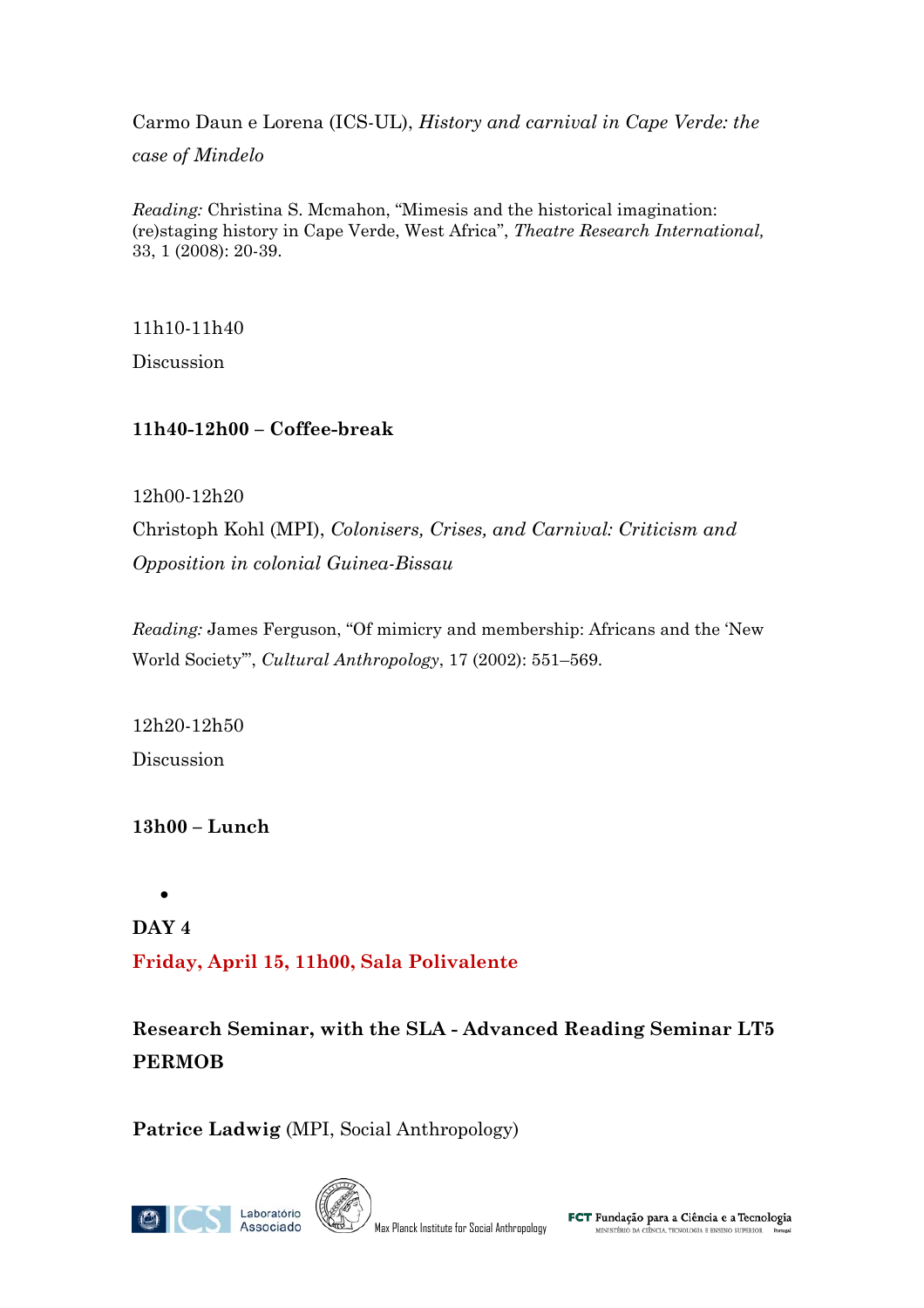Carmo Daun e Lorena (ICS-UL), *History and carnival in Cape Verde: the case of Mindelo*

*Reading:* Christina S. Mcmahon, "Mimesis and the historical imagination: (re)staging history in Cape Verde, West Africa", *Theatre Research International,* 33, 1 (2008): 20-39.

11h10-11h40

Discussion

**11h40-12h00 – Coffee-break**

12h00-12h20

Christoph Kohl (MPI), *Colonisers, Crises, and Carnival: Criticism and Opposition in colonial Guinea-Bissau*

*Reading:* James Ferguson, "Of mimicry and membership: Africans and the 'New World Society'", *Cultural Anthropology*, 17 (2002): 551–569.

12h20-12h50

Discussion

**13h00 – Lunch**

- 

**DAY 4**

**Friday, April 15, 11h00, Sala Polivalente**

**Research Seminar, with the SLA - Advanced Reading Seminar LT5 PERMOB**

**Patrice Ladwig** (MPI, Social Anthropology)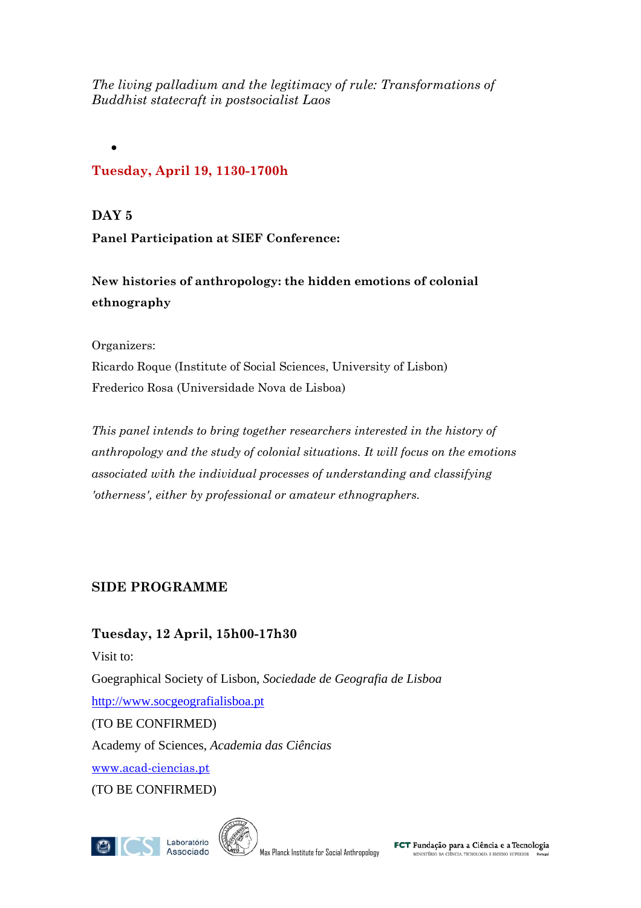*The living palladium and the legitimacy of rule: Transformations of Buddhist statecraft in postsocialist Laos*

- 

**Tuesday, April 19, 1130-1700h**

**DAY 5**

**Panel Participation at SIEF Conference:**

**New histories of anthropology: the hidden emotions of colonial ethnography**

Organizers:
Ricardo Roque (Institute of Social Sciences, University of Lisbon)
Frederico Rosa (Universidade Nova de Lisboa)

*This panel intends to bring together researchers interested in the history of anthropology and the study of colonial situations. It will focus on the emotions associated with the individual processes of understanding and classifying 'otherness', either by professional or amateur ethnographers.*

## SIDE PROGRAMME

**Tuesday, 12 April, 15h00-17h30**

Visit to:
Goegraphical Society of Lisbon, *Sociedade de Geografia de Lisboa*
http://www.socgeografialisboa.pt
(TO BE CONFIRMED)
Academy of Sciences, *Academia das Ciências*
www.acad-ciencias.pt
(TO BE CONFIRMED)

ICS Laboratório Associado — Max Planck Institute for Social Anthropology — FCT Fundação para a Ciência e a Tecnologia, Ministério da Ciência, Tecnologia e Ensino Superior, Portugal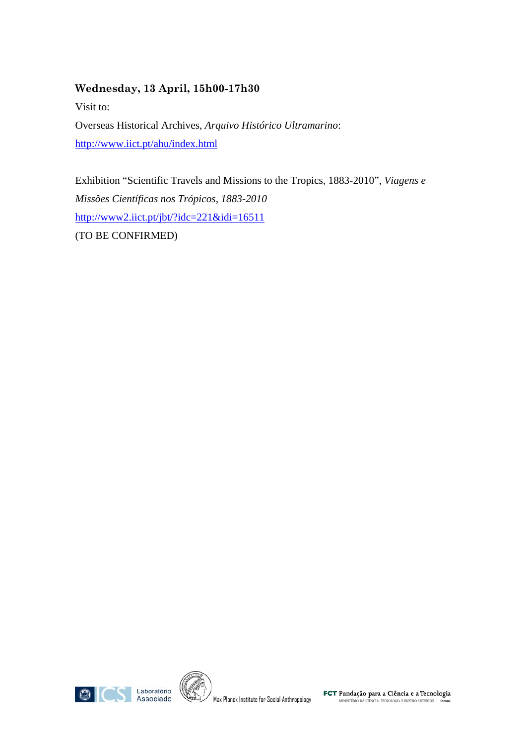**Wednesday, 13 April, 15h00-17h30**

Visit to:

Overseas Historical Archives, *Arquivo Histórico Ultramarino*:
http://www.iict.pt/ahu/index.html

Exhibition "Scientific Travels and Missions to the Tropics, 1883-2010", *Viagens e Missões Científicas nos Trópicos, 1883-2010*
http://www2.iict.pt/jbt/?idc=221&idi=16511
(TO BE CONFIRMED)

ICS Laboratório Associado    Max Planck Institute for Social Anthropology    FCT Fundação para a Ciência e a Tecnologia MINISTÉRIO DA CIÊNCIA, TECNOLOGIA E ENSINO SUPERIOR Portugal